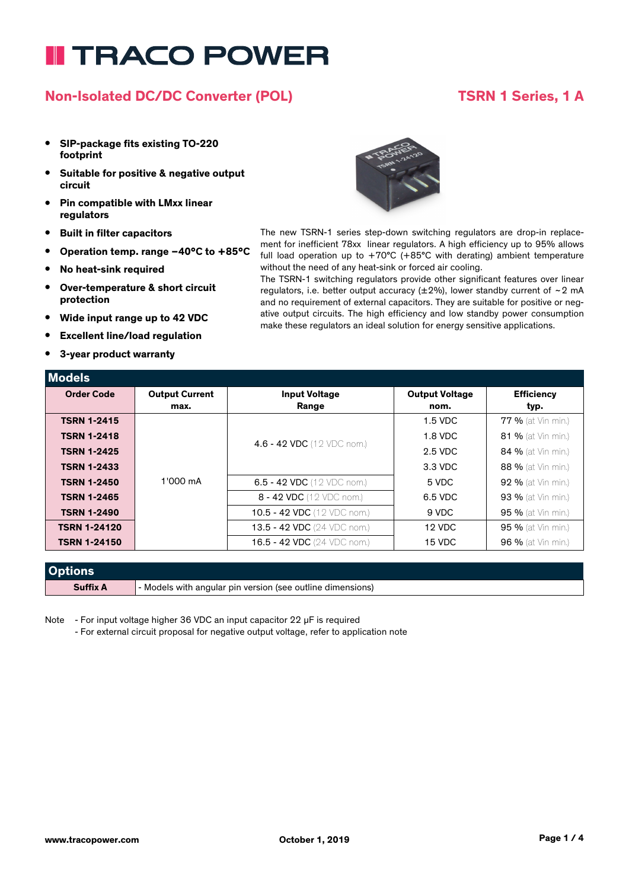# TRACO POWER

## Non-Isolated DC/DC Converter (POL)

## TSRN 1 Series, 1 A

- **SIP-package fits existing TO-220 footprint**
- **Suitable for positive & negative output circuit**
- **Pin compatible with LMxx linear regulators**
- **Built in filter capacitors**
- **Operation temp. range –40°C to +85°C**
- **No heat-sink required**
- **Over-temperature & short circuit protection**
- **Wide input range up to 42 VDC**
- **Excellent line/load regulation**
- **3-year product warranty**

The new TSRN-1 series step-down switching regulators are drop-in replacement for inefficient 78xx linear regulators. A high efficiency up to 95% allows full load operation up to +70°C (+85°C with derating) ambient temperature without the need of any heat-sink or forced air cooling.
The TSRN-1 switching regulators provide other significant features over linear regulators, i.e. better output accuracy (±2%), lower standby current of ~2 mA and no requirement of external capacitors. They are suitable for positive or negative output circuits. The high efficiency and low standby power consumption make these regulators an ideal solution for energy sensitive applications.

## Models

| Order Code | Output Current max. | Input Voltage Range | Output Voltage nom. | Efficiency typ. |
|---|---|---|---|---|
| **TSRN 1-2415** | 1'000 mA | 4.6 - 42 VDC (12 VDC nom.) | 1.5 VDC | 77 % (at Vin min.) |
| **TSRN 1-2418** | | 4.6 - 42 VDC (12 VDC nom.) | 1.8 VDC | 81 % (at Vin min.) |
| **TSRN 1-2425** | | 4.6 - 42 VDC (12 VDC nom.) | 2.5 VDC | 84 % (at Vin min.) |
| **TSRN 1-2433** | | 4.6 - 42 VDC (12 VDC nom.) | 3.3 VDC | 88 % (at Vin min.) |
| **TSRN 1-2450** | | 6.5 - 42 VDC (12 VDC nom.) | 5 VDC | 92 % (at Vin min.) |
| **TSRN 1-2465** | | 8 - 42 VDC (12 VDC nom.) | 6.5 VDC | 93 % (at Vin min.) |
| **TSRN 1-2490** | | 10.5 - 42 VDC (12 VDC nom.) | 9 VDC | 95 % (at Vin min.) |
| **TSRN 1-24120** | | 13.5 - 42 VDC (24 VDC nom.) | 12 VDC | 95 % (at Vin min.) |
| **TSRN 1-24150** | | 16.5 - 42 VDC (24 VDC nom.) | 15 VDC | 96 % (at Vin min.) |

## Options

| Option | Description |
|---|---|
| **Suffix A** | - Models with angular pin version (see outline dimensions) |

Note - For input voltage higher 36 VDC an input capacitor 22 µF is required
- For external circuit proposal for negative output voltage, refer to application note

www.tracopower.com October 1, 2019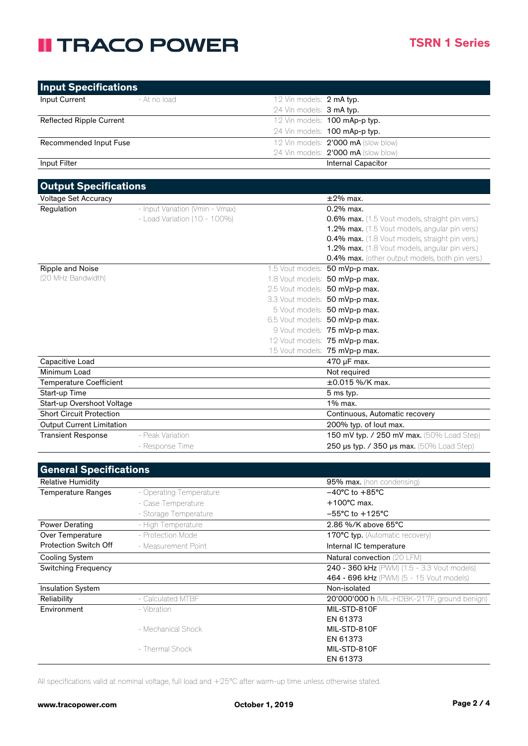## Input Specifications

| | | | |
|---|---|---|---|
| Input Current | - At no load | 12 Vin models: | **2 mA typ.** |
| | | 24 Vin models: | **3 mA typ.** |
| Reflected Ripple Current | | 12 Vin models: | **100 mAp-p typ.** |
| | | 24 Vin models: | **100 mAp-p typ.** |
| Recommended Input Fuse | | 12 Vin models: | **2'000 mA** (slow blow) |
| | | 24 Vin models: | **2'000 mA** (slow blow) |
| Input Filter | | | Internal Capacitor |

## Output Specifications

| | | | |
|---|---|---|---|
| Voltage Set Accuracy | | | ±2% max. |
| Regulation | - Input Variation (Vmin - Vmax) | | 0.2% max. |
| | - Load Variation (10 - 100%) | | **0.6% max.** (1.5 Vout models, straight pin vers.) |
| | | | **1.2% max.** (1.5 Vout models, angular pin vers.) |
| | | | **0.4% max.** (1.8 Vout models, straight pin vers.) |
| | | | **1.2% max.** (1.8 Vout models, angular pin vers.) |
| | | | **0.4% max.** (other output models, both pin vers.) |
| Ripple and Noise (20 MHz Bandwidth) | | 1.5 Vout models: | **50 mVp-p max.** |
| | | 1.8 Vout models: | **50 mVp-p max.** |
| | | 2.5 Vout models: | **50 mVp-p max.** |
| | | 3.3 Vout models: | **50 mVp-p max.** |
| | | 5 Vout models: | **50 mVp-p max.** |
| | | 6.5 Vout models: | **50 mVp-p max.** |
| | | 9 Vout models: | **75 mVp-p max.** |
| | | 12 Vout models: | **75 mVp-p max.** |
| | | 15 Vout models: | **75 mVp-p max.** |
| Capacitive Load | | | 470 µF max. |
| Minimum Load | | | Not required |
| Temperature Coefficient | | | ±0.015 %/K max. |
| Start-up Time | | | 5 ms typ. |
| Start-up Overshoot Voltage | | | 1% max. |
| Short Circuit Protection | | | Continuous, Automatic recovery |
| Output Current Limitation | | | 200% typ. of Iout max. |
| Transient Response | - Peak Variation | | **150 mV typ. / 250 mV max.** (50% Load Step) |
| | - Response Time | | **250 µs typ. / 350 µs max.** (50% Load Step) |

## General Specifications

| | | |
|---|---|---|
| Relative Humidity | | **95% max.** (non condensing) |
| Temperature Ranges | - Operating Temperature | −40°C to +85°C |
| | - Case Temperature | +100°C max. |
| | - Storage Temperature | −55°C to +125°C |
| Power Derating | - High Temperature | 2.86 %/K above 65°C |
| Over Temperature Protection Switch Off | - Protection Mode | **170°C typ.** (Automatic recovery) |
| | - Measurement Point | Internal IC temperature |
| Cooling System | | Natural convection (20 LFM) |
| Switching Frequency | | **240 - 360 kHz** (PWM) (1.5 - 3.3 Vout models) |
| | | **464 - 696 kHz** (PWM) (5 - 15 Vout models) |
| Insulation System | | Non-isolated |
| Reliability | - Calculated MTBF | **20'000'000 h** (MIL-HDBK-217F, ground benign) |
| Environment | - Vibration | MIL-STD-810F<br>EN 61373 |
| | - Mechanical Shock | MIL-STD-810F<br>EN 61373 |
| | - Thermal Shock | MIL-STD-810F<br>EN 61373 |

All specifications valid at nominal voltage, full load and +25°C after warm-up time unless otherwise stated.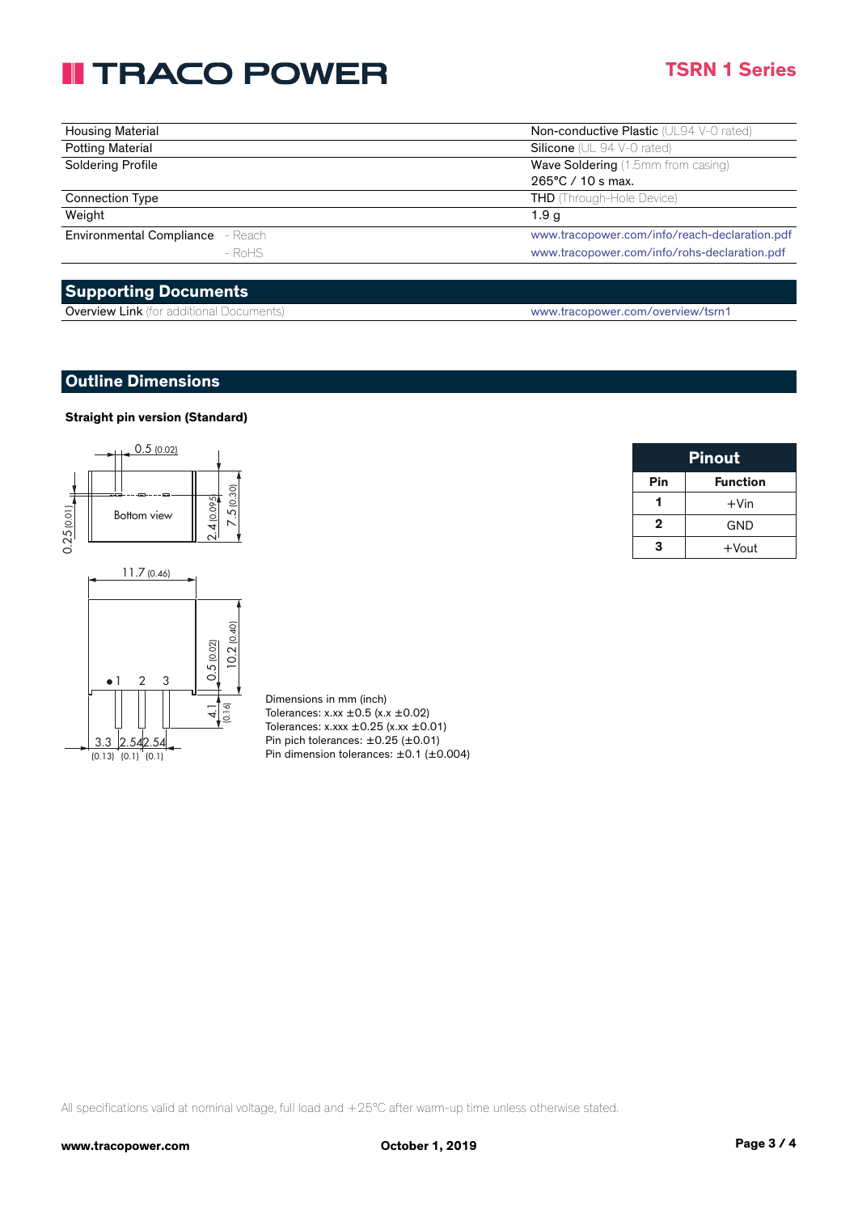| | |
|---|---|
| Housing Material | Non-conductive Plastic (UL94 V-0 rated) |
| Potting Material | Silicone (UL 94 V-0 rated) |
| Soldering Profile | Wave Soldering (1.5mm from casing) 265°C / 10 s max. |
| Connection Type | THD (Through-Hole Device) |
| Weight | 1.9 g |
| Environmental Compliance - Reach | www.tracopower.com/info/reach-declaration.pdf |
| - RoHS | www.tracopower.com/info/rohs-declaration.pdf |

## Supporting Documents

| | |
|---|---|
| Overview Link (for additional Documents) | www.tracopower.com/overview/tsrn1 |

## Outline Dimensions

**Straight pin version (Standard)**

Bottom view

0.5 (0.02) · 0.25 (0.01) · 2.4 (0.095) · 7.5 (0.30) · 11.7 (0.46) · 0.5 (0.02) · 10.2 (0.40) · 4.1 (0.16) · 3.3 (0.13) · 2.54 (0.1) · 2.54 (0.1)

1 2 3

Dimensions in mm (inch)
Tolerances: x.xx ±0.5 (x.x ±0.02)
Tolerances: x.xxx ±0.25 (x.xx ±0.01)
Pin pich tolerances: ±0.25 (±0.01)
Pin dimension tolerances: ±0.1 (±0.004)

| Pinout | |
|---|---|
| **Pin** | **Function** |
| **1** | +Vin |
| **2** | GND |
| **3** | +Vout |

All specifications valid at nominal voltage, full load and +25°C after warm-up time unless otherwise stated.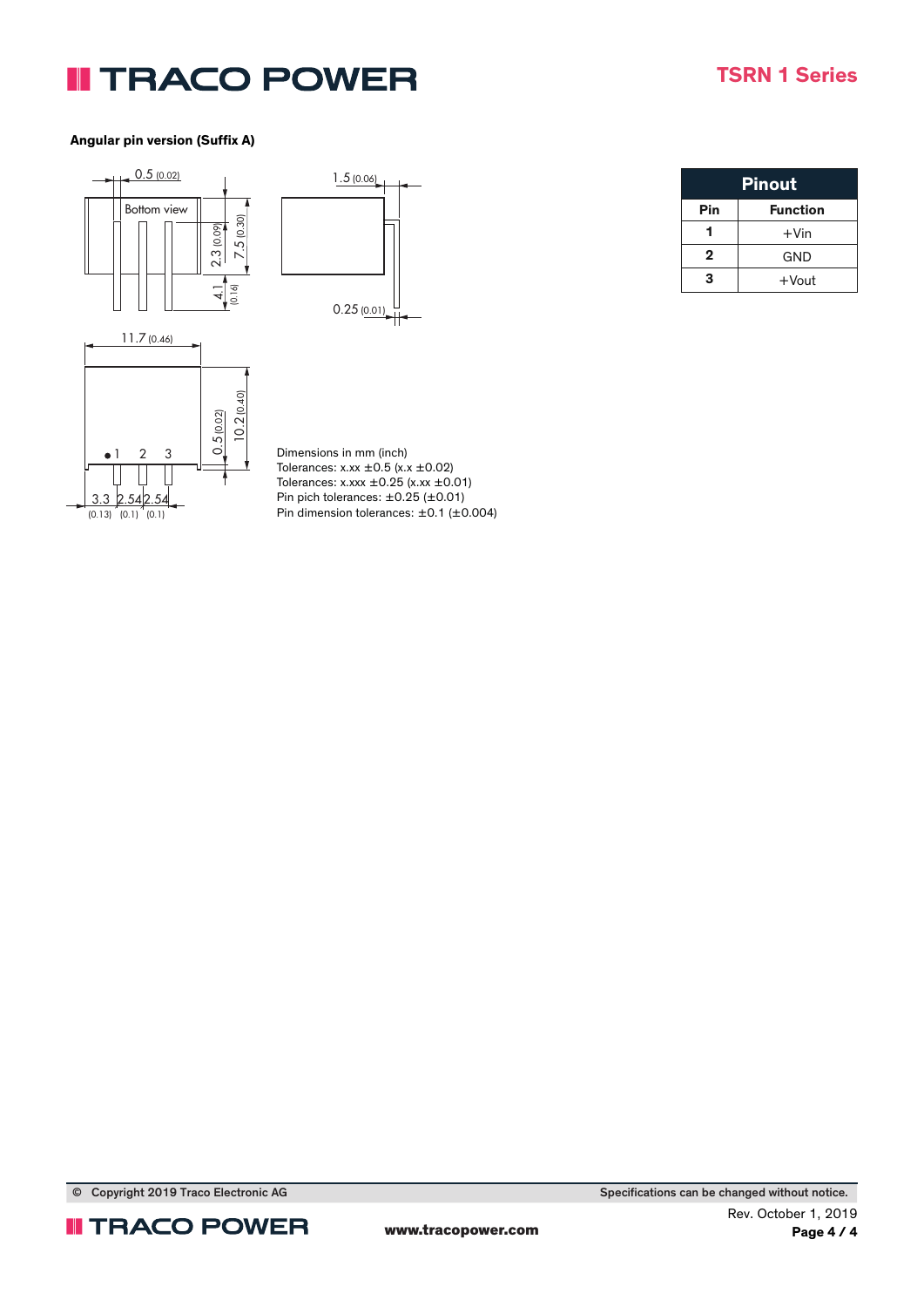**Angular pin version (Suffix A)**

0.5 (0.02)

Bottom view

2.3 (0.09)

7.5 (0.30)

4.1 (0.16)

1.5 (0.06)

0.25 (0.01)

11.7 (0.46)

0.5 (0.02)

10.2 (0.40)

1 2 3

3.3 2.54 2.54

(0.13) (0.1) (0.1)

Dimensions in mm (inch)
Tolerances: x.xx ±0.5 (x.x ±0.02)
Tolerances: x.xxx ±0.25 (x.xx ±0.01)
Pin pitch tolerances: ±0.25 (±0.01)
Pin dimension tolerances: ±0.1 (±0.004)

| Pinout | |
|---|---|
| **Pin** | **Function** |
| **1** | +Vin |
| **2** | GND |
| **3** | +Vout |

© Copyright 2019 Traco Electronic AG

Specifications can be changed without notice.

www.tracopower.com

Rev. October 1, 2019